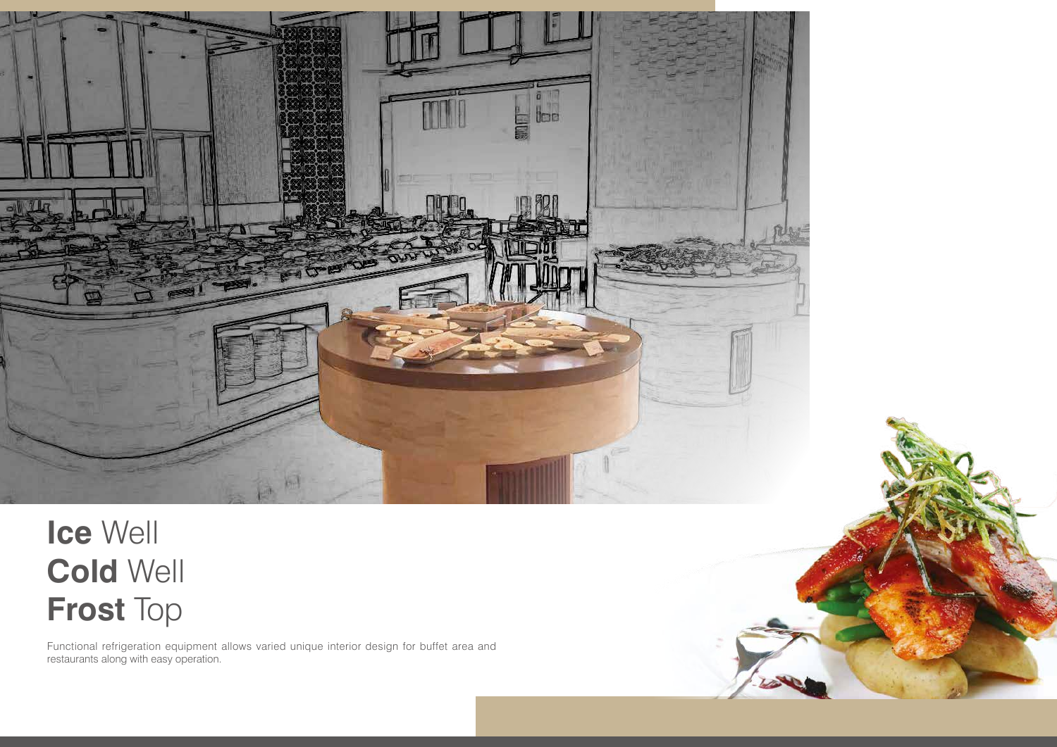# **Ice** Well
# **Cold** Well
# **Frost** Top

Functional refrigeration equipment allows varied unique interior design for buffet area and restaurants along with easy operation.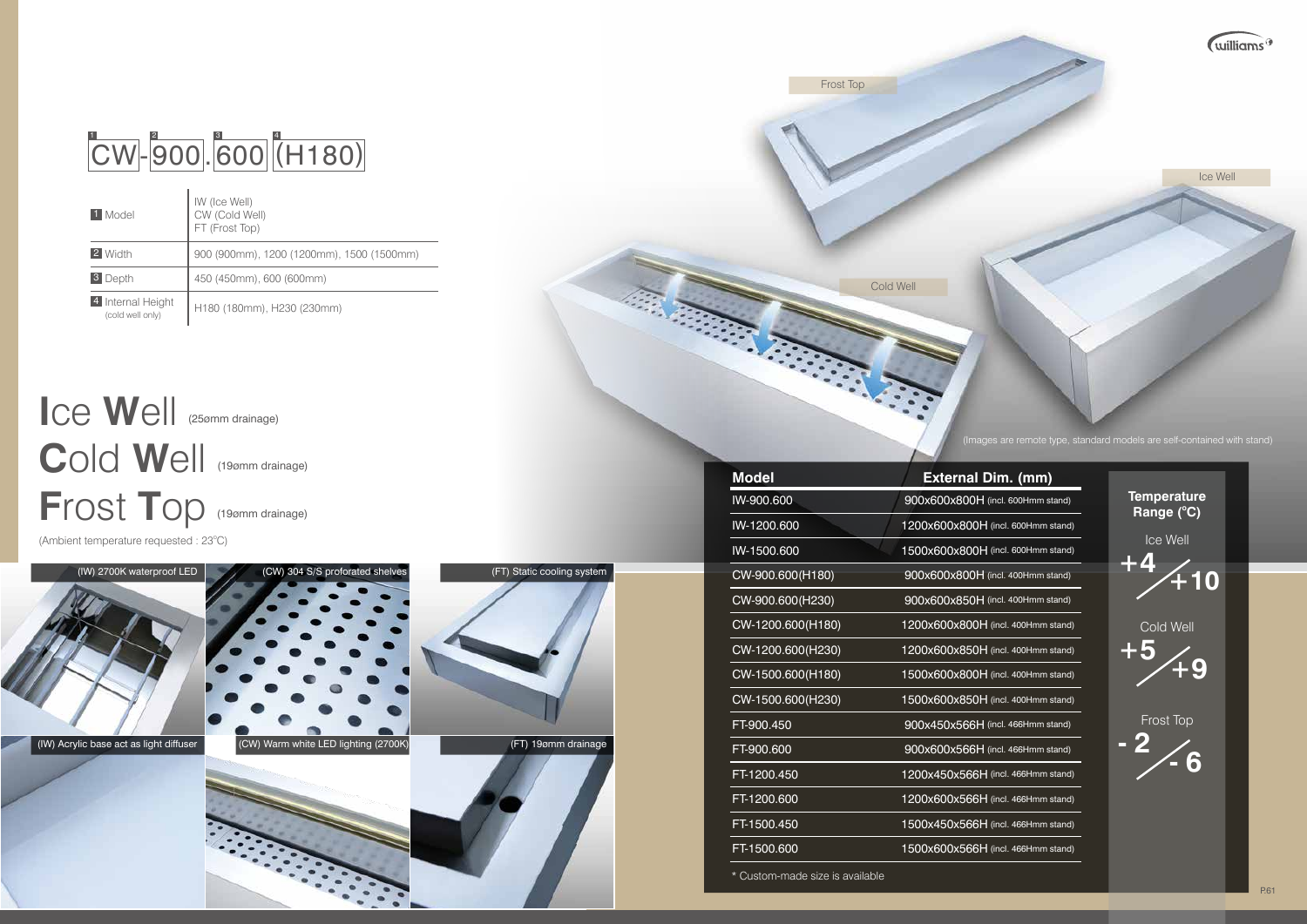# CW-900.600(H180)

1 CW · 2 900 · 3 600 · 4 (H180)

| | |
|---|---|
| 1 Model | IW (Ice Well)<br>CW (Cold Well)<br>FT (Frost Top) |
| 2 Width | 900 (900mm), 1200 (1200mm), 1500 (1500mm) |
| 3 Depth | 450 (450mm), 600 (600mm) |
| 4 Internal Height (cold well only) | H180 (180mm), H230 (230mm) |

## Ice Well (25ømm drainage)
## Cold Well (19ømm drainage)
## Frost Top (19ømm drainage)

(Ambient temperature requested : 23°C)

Frost Top

Ice Well

Cold Well

(Images are remote type, standard models are self-contained with stand)

(IW) 2700K waterproof LED

(CW) 304 S/S proforated shelves

(FT) Static cooling system

(IW) Acrylic base act as light diffuser

(CW) Warm white LED lighting (2700K)

(FT) 19ømm drainage

| Model | External Dim. (mm) |
|---|---|
| IW-900.600 | 900x600x800H (incl. 600Hmm stand) |
| IW-1200.600 | 1200x600x800H (incl. 600Hmm stand) |
| IW-1500.600 | 1500x600x800H (incl. 600Hmm stand) |
| CW-900.600(H180) | 900x600x800H (incl. 400Hmm stand) |
| CW-900.600(H230) | 900x600x850H (incl. 400Hmm stand) |
| CW-1200.600(H180) | 1200x600x800H (incl. 400Hmm stand) |
| CW-1200.600(H230) | 1200x600x850H (incl. 400Hmm stand) |
| CW-1500.600(H180) | 1500x600x800H (incl. 400Hmm stand) |
| CW-1500.600(H230) | 1500x600x850H (incl. 400Hmm stand) |
| FT-900.450 | 900x450x566H (incl. 466Hmm stand) |
| FT-900.600 | 900x600x566H (incl. 466Hmm stand) |
| FT-1200.450 | 1200x450x566H (incl. 466Hmm stand) |
| FT-1200.600 | 1200x600x566H (incl. 466Hmm stand) |
| FT-1500.450 | 1500x450x566H (incl. 466Hmm stand) |
| FT-1500.600 | 1500x600x566H (incl. 466Hmm stand) |

\* Custom-made size is available

**Temperature Range (°C)**

| | |
|---|---|
| Ice Well | +4 / +10 |
| Cold Well | +5 / +9 |
| Frost Top | -2 / -6 |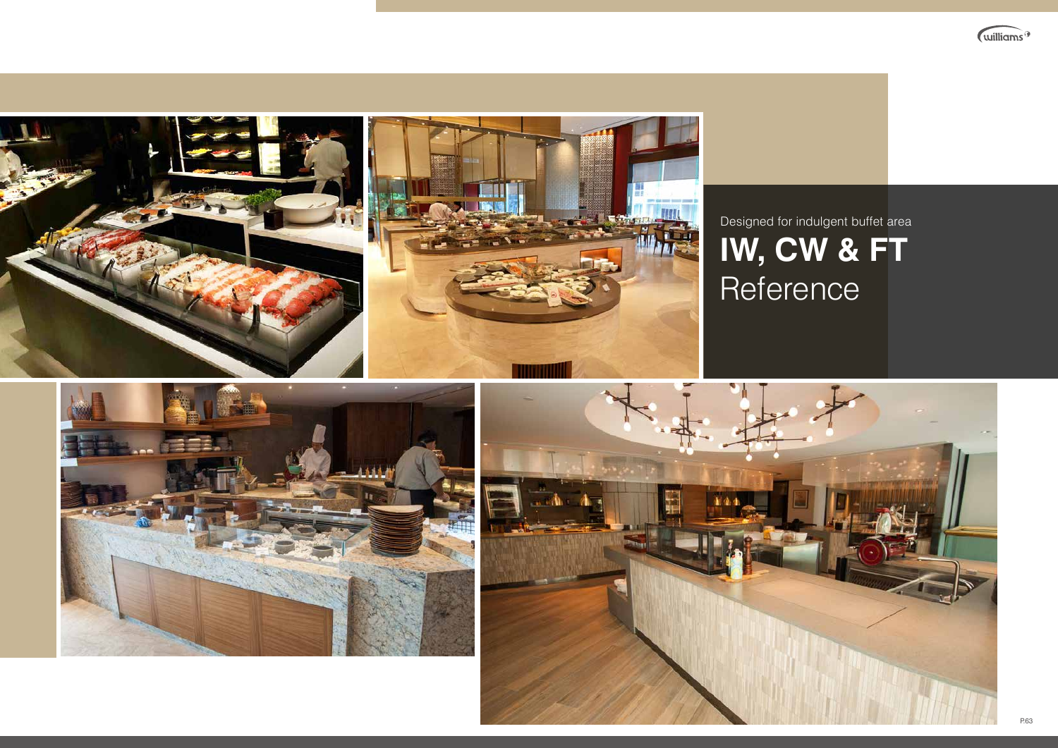Designed for indulgent buffet area

# IW, CW & FT
Reference